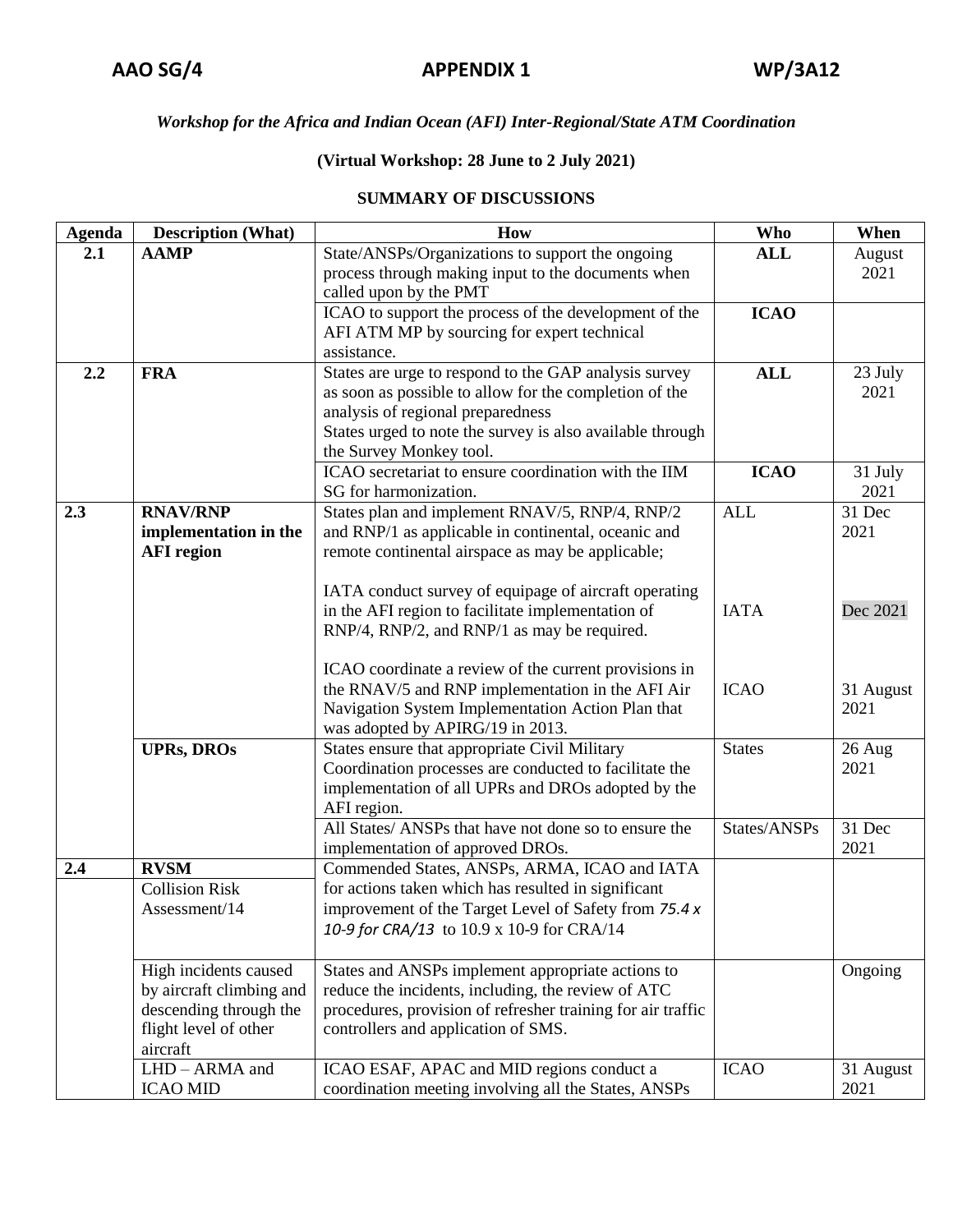**AAO SG/4 APPENDIX 1 WP/3A12**

*Workshop for the Africa and Indian Ocean (AFI) Inter-Regional/State ATM Coordination*

**(Virtual Workshop: 28 June to 2 July 2021)**

**SUMMARY OF DISCUSSIONS**

| Agenda | Description (What) | How | Who | When |
|---|---|---|---|---|
| **2.1** | **AAMP** | State/ANSPs/Organizations to support the ongoing process through making input to the documents when called upon by the PMT | **ALL** | August 2021 |
| | | ICAO to support the process of the development of the AFI ATM MP by sourcing for expert technical assistance. | **ICAO** | |
| **2.2** | **FRA** | States are urge to respond to the GAP analysis survey as soon as possible to allow for the completion of the analysis of regional preparedness<br>States urged to note the survey is also available through the Survey Monkey tool. | **ALL** | 23 July 2021 |
| | | ICAO secretariat to ensure coordination with the IIM SG for harmonization. | **ICAO** | 31 July 2021 |
| **2.3** | **RNAV/RNP implementation in the AFI region** | States plan and implement RNAV/5, RNP/4, RNP/2 and RNP/1 as applicable in continental, oceanic and remote continental airspace as may be applicable;<br><br>IATA conduct survey of equipage of aircraft operating in the AFI region to facilitate implementation of RNP/4, RNP/2, and RNP/1 as may be required.<br><br>ICAO coordinate a review of the current provisions in the RNAV/5 and RNP implementation in the AFI Air Navigation System Implementation Action Plan that was adopted by APIRG/19 in 2013. | ALL<br><br>IATA<br><br>ICAO | 31 Dec 2021<br><br>Dec 2021<br><br>31 August 2021 |
| | **UPRs, DROs** | States ensure that appropriate Civil Military Coordination processes are conducted to facilitate the implementation of all UPRs and DROs adopted by the AFI region. | States | 26 Aug 2021 |
| | | All States/ ANSPs that have not done so to ensure the implementation of approved DROs. | States/ANSPs | 31 Dec 2021 |
| **2.4** | **RVSM**<br>Collision Risk Assessment/14 | Commended States, ANSPs, ARMA, ICAO and IATA for actions taken which has resulted in significant improvement of the Target Level of Safety from *75.4 x 10-9 for CRA/13* to 10.9 x 10-9 for CRA/14 | | |
| | High incidents caused by aircraft climbing and descending through the flight level of other aircraft | States and ANSPs implement appropriate actions to reduce the incidents, including, the review of ATC procedures, provision of refresher training for air traffic controllers and application of SMS. | | Ongoing |
| | LHD – ARMA and ICAO MID | ICAO ESAF, APAC and MID regions conduct a coordination meeting involving all the States, ANSPs | ICAO | 31 August 2021 |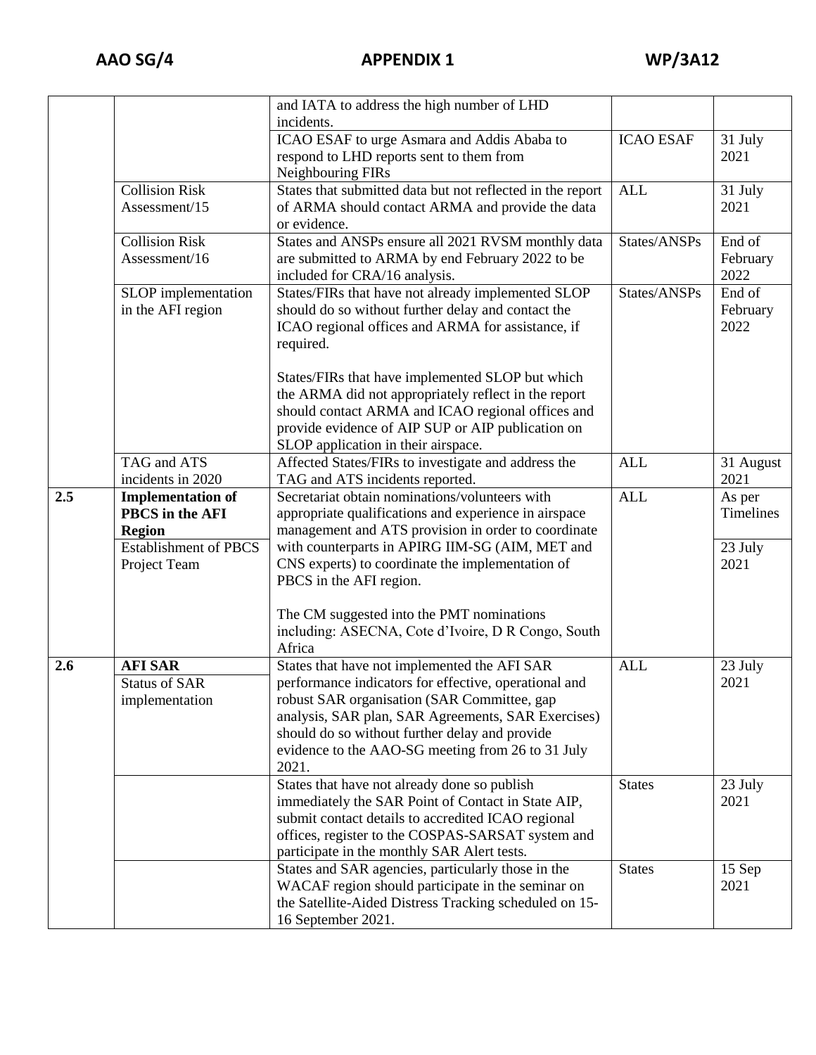| | | | | |
|---|---|---|---|---|
| | | and IATA to address the high number of LHD incidents. | | |
| | | ICAO ESAF to urge Asmara and Addis Ababa to respond to LHD reports sent to them from Neighbouring FIRs | ICAO ESAF | 31 July 2021 |
| | Collision Risk Assessment/15 | States that submitted data but not reflected in the report of ARMA should contact ARMA and provide the data or evidence. | ALL | 31 July 2021 |
| | Collision Risk Assessment/16 | States and ANSPs ensure all 2021 RVSM monthly data are submitted to ARMA by end February 2022 to be included for CRA/16 analysis. | States/ANSPs | End of February 2022 |
| | SLOP implementation in the AFI region | States/FIRs that have not already implemented SLOP should do so without further delay and contact the ICAO regional offices and ARMA for assistance, if required.<br><br>States/FIRs that have implemented SLOP but which the ARMA did not appropriately reflect in the report should contact ARMA and ICAO regional offices and provide evidence of AIP SUP or AIP publication on SLOP application in their airspace. | States/ANSPs | End of February 2022 |
| | TAG and ATS incidents in 2020 | Affected States/FIRs to investigate and address the TAG and ATS incidents reported. | ALL | 31 August 2021 |
| **2.5** | **Implementation of PBCS in the AFI Region**<br><br>Establishment of PBCS Project Team | Secretariat obtain nominations/volunteers with appropriate qualifications and experience in airspace management and ATS provision in order to coordinate with counterparts in APIRG IIM-SG (AIM, MET and CNS experts) to coordinate the implementation of PBCS in the AFI region.<br><br>The CM suggested into the PMT nominations including: ASECNA, Cote d'Ivoire, D R Congo, South Africa | ALL | As per Timelines<br><br>23 July 2021 |
| **2.6** | **AFI SAR**<br>Status of SAR implementation | States that have not implemented the AFI SAR performance indicators for effective, operational and robust SAR organisation (SAR Committee, gap analysis, SAR plan, SAR Agreements, SAR Exercises) should do so without further delay and provide evidence to the AAO-SG meeting from 26 to 31 July 2021. | ALL | 23 July 2021 |
| | | States that have not already done so publish immediately the SAR Point of Contact in State AIP, submit contact details to accredited ICAO regional offices, register to the COSPAS-SARSAT system and participate in the monthly SAR Alert tests. | States | 23 July 2021 |
| | | States and SAR agencies, particularly those in the WACAF region should participate in the seminar on the Satellite-Aided Distress Tracking scheduled on 15-16 September 2021. | States | 15 Sep 2021 |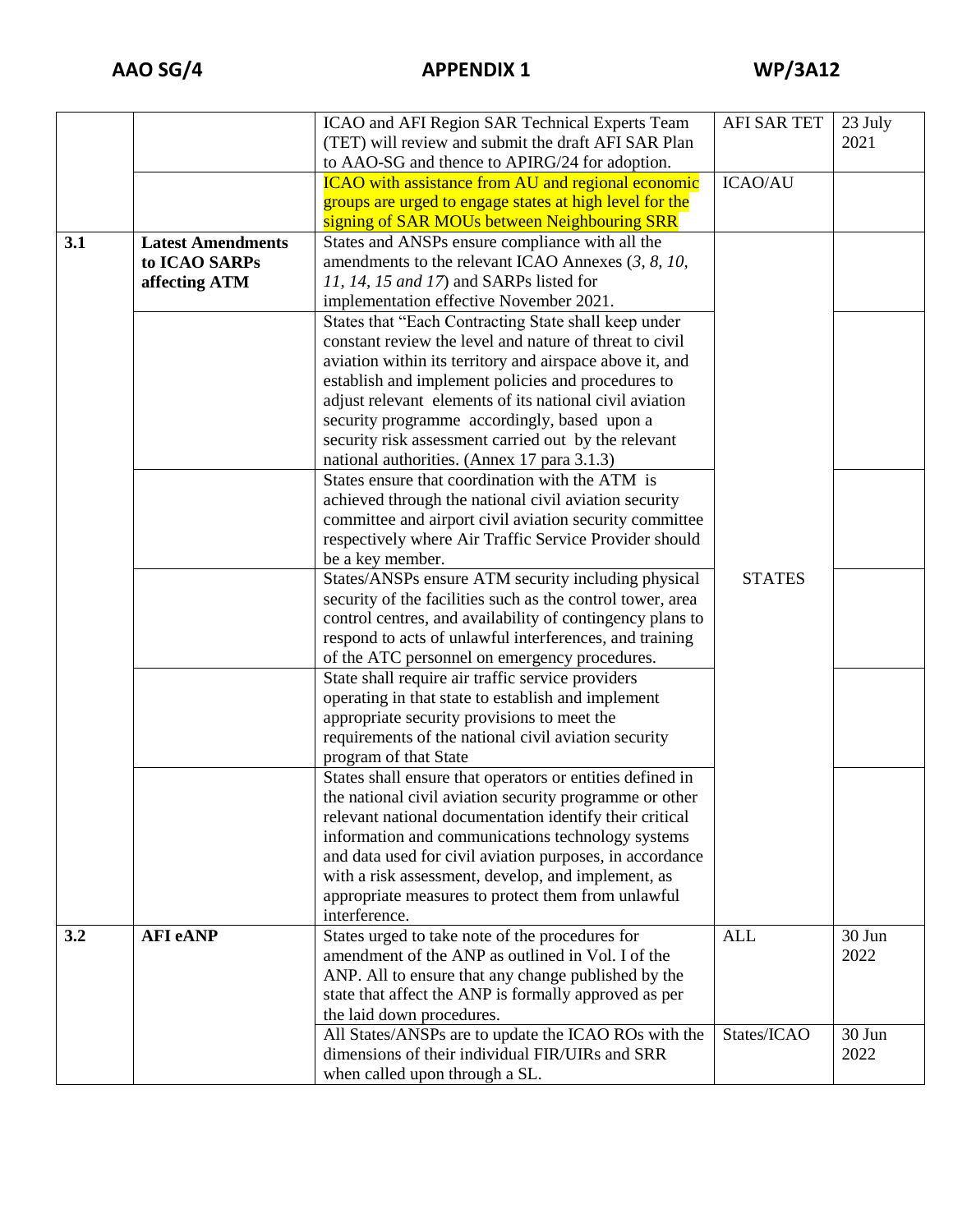| | | | | |
|---|---|---|---|---|
| | | ICAO and AFI Region SAR Technical Experts Team (TET) will review and submit the draft AFI SAR Plan to AAO-SG and thence to APIRG/24 for adoption. | AFI SAR TET | 23 July 2021 |
| | | ICAO with assistance from AU and regional economic groups are urged to engage states at high level for the signing of SAR MOUs between Neighbouring SRR | ICAO/AU | |
| **3.1** | **Latest Amendments to ICAO SARPs affecting ATM** | States and ANSPs ensure compliance with all the amendments to the relevant ICAO Annexes (*3, 8, 10, 11, 14, 15 and 17*) and SARPs listed for implementation effective November 2021. | STATES | |
| | | States that "Each Contracting State shall keep under constant review the level and nature of threat to civil aviation within its territory and airspace above it, and establish and implement policies and procedures to adjust relevant elements of its national civil aviation security programme accordingly, based upon a security risk assessment carried out by the relevant national authorities. (Annex 17 para 3.1.3) | | |
| | | States ensure that coordination with the ATM is achieved through the national civil aviation security committee and airport civil aviation security committee respectively where Air Traffic Service Provider should be a key member. | | |
| | | States/ANSPs ensure ATM security including physical security of the facilities such as the control tower, area control centres, and availability of contingency plans to respond to acts of unlawful interferences, and training of the ATC personnel on emergency procedures. | | |
| | | State shall require air traffic service providers operating in that state to establish and implement appropriate security provisions to meet the requirements of the national civil aviation security program of that State | | |
| | | States shall ensure that operators or entities defined in the national civil aviation security programme or other relevant national documentation identify their critical information and communications technology systems and data used for civil aviation purposes, in accordance with a risk assessment, develop, and implement, as appropriate measures to protect them from unlawful interference. | | |
| **3.2** | **AFI eANP** | States urged to take note of the procedures for amendment of the ANP as outlined in Vol. I of the ANP. All to ensure that any change published by the state that affect the ANP is formally approved as per the laid down procedures. | ALL | 30 Jun 2022 |
| | | All States/ANSPs are to update the ICAO ROs with the dimensions of their individual FIR/UIRs and SRR when called upon through a SL. | States/ICAO | 30 Jun 2022 |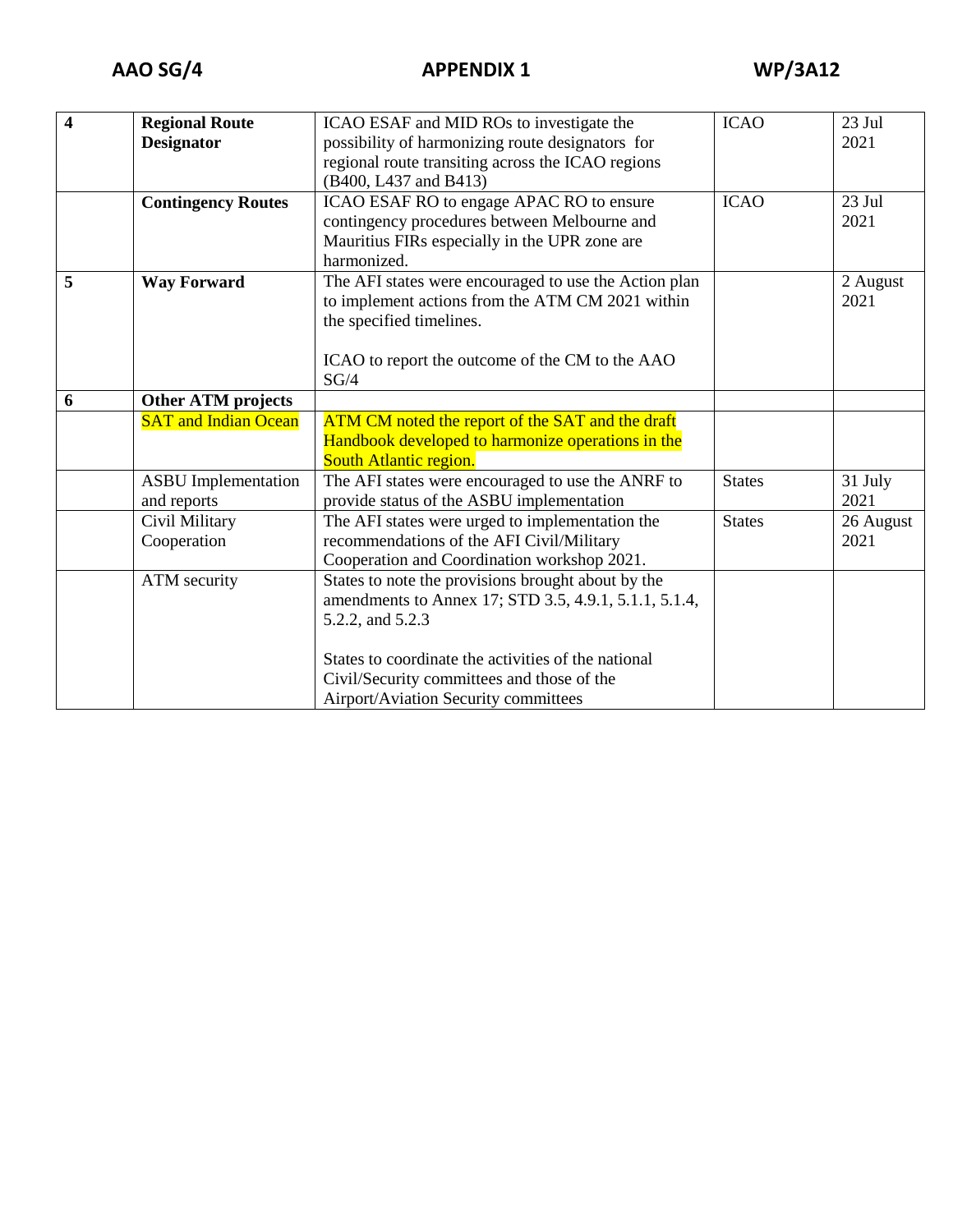| | | | | |
|---|---|---|---|---|
| **4** | **Regional Route Designator** | ICAO ESAF and MID ROs to investigate the possibility of harmonizing route designators for regional route transiting across the ICAO regions (B400, L437 and B413) | ICAO | 23 Jul 2021 |
| | **Contingency Routes** | ICAO ESAF RO to engage APAC RO to ensure contingency procedures between Melbourne and Mauritius FIRs especially in the UPR zone are harmonized. | ICAO | 23 Jul 2021 |
| **5** | **Way Forward** | The AFI states were encouraged to use the Action plan to implement actions from the ATM CM 2021 within the specified timelines.<br><br>ICAO to report the outcome of the CM to the AAO SG/4 | | 2 August 2021 |
| **6** | **Other ATM projects** | | | |
| | SAT and Indian Ocean | ATM CM noted the report of the SAT and the draft Handbook developed to harmonize operations in the South Atlantic region. | | |
| | ASBU Implementation and reports | The AFI states were encouraged to use the ANRF to provide status of the ASBU implementation | States | 31 July 2021 |
| | Civil Military Cooperation | The AFI states were urged to implementation the recommendations of the AFI Civil/Military Cooperation and Coordination workshop 2021. | States | 26 August 2021 |
| | ATM security | States to note the provisions brought about by the amendments to Annex 17; STD 3.5, 4.9.1, 5.1.1, 5.1.4, 5.2.2, and 5.2.3<br><br>States to coordinate the activities of the national Civil/Security committees and those of the Airport/Aviation Security committees | | |